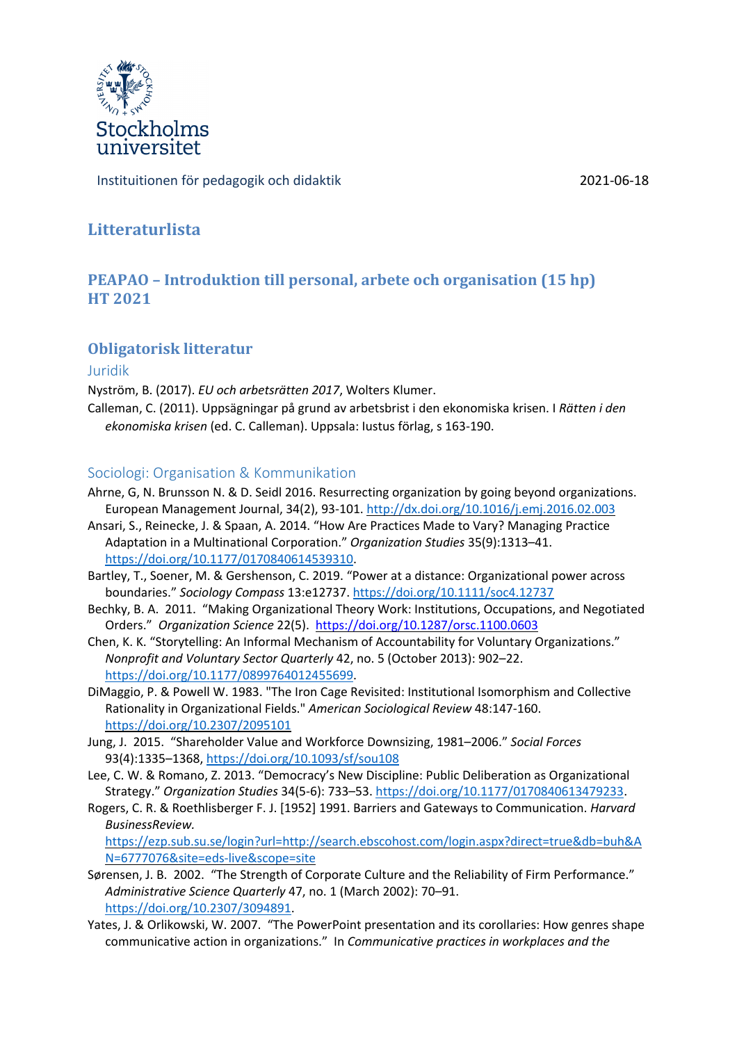Stockholms universitet

Instituitionen för pedagogik och didaktik 2021-06-18

# Litteraturlista

## PEAPAO – Introduktion till personal, arbete och organisation (15 hp) HT 2021

## Obligatorisk litteratur

### Juridik

Nyström, B. (2017). *EU och arbetsrätten 2017*, Wolters Klumer.

Calleman, C. (2011). Uppsägningar på grund av arbetsbrist i den ekonomiska krisen. I *Rätten i den ekonomiska krisen* (ed. C. Calleman). Uppsala: Iustus förlag, s 163-190.

### Sociologi: Organisation & Kommunikation

Ahrne, G, N. Brunsson N. & D. Seidl 2016. Resurrecting organization by going beyond organizations. European Management Journal, 34(2), 93-101. http://dx.doi.org/10.1016/j.emj.2016.02.003

Ansari, S., Reinecke, J. & Spaan, A. 2014. "How Are Practices Made to Vary? Managing Practice Adaptation in a Multinational Corporation." *Organization Studies* 35(9):1313–41. https://doi.org/10.1177/0170840614539310.

Bartley, T., Soener, M. & Gershenson, C. 2019. "Power at a distance: Organizational power across boundaries." *Sociology Compass* 13:e12737. https://doi.org/10.1111/soc4.12737

Bechky, B. A. 2011. "Making Organizational Theory Work: Institutions, Occupations, and Negotiated Orders." *Organization Science* 22(5). https://doi.org/10.1287/orsc.1100.0603

Chen, K. K. "Storytelling: An Informal Mechanism of Accountability for Voluntary Organizations." *Nonprofit and Voluntary Sector Quarterly* 42, no. 5 (October 2013): 902–22. https://doi.org/10.1177/0899764012455699.

DiMaggio, P. & Powell W. 1983. "The Iron Cage Revisited: Institutional Isomorphism and Collective Rationality in Organizational Fields." *American Sociological Review* 48:147-160. https://doi.org/10.2307/2095101

Jung, J. 2015. "Shareholder Value and Workforce Downsizing, 1981–2006." *Social Forces* 93(4):1335–1368, https://doi.org/10.1093/sf/sou108

Lee, C. W. & Romano, Z. 2013. "Democracy's New Discipline: Public Deliberation as Organizational Strategy." *Organization Studies* 34(5-6): 733–53. https://doi.org/10.1177/0170840613479233.

Rogers, C. R. & Roethlisberger F. J. [1952] 1991. Barriers and Gateways to Communication. *Harvard BusinessReview.* https://ezp.sub.su.se/login?url=http://search.ebscohost.com/login.aspx?direct=true&db=buh&AN=6777076&site=eds-live&scope=site

Sørensen, J. B. 2002. "The Strength of Corporate Culture and the Reliability of Firm Performance." *Administrative Science Quarterly* 47, no. 1 (March 2002): 70–91. https://doi.org/10.2307/3094891.

Yates, J. & Orlikowski, W. 2007. "The PowerPoint presentation and its corollaries: How genres shape communicative action in organizations." In *Communicative practices in workplaces and the*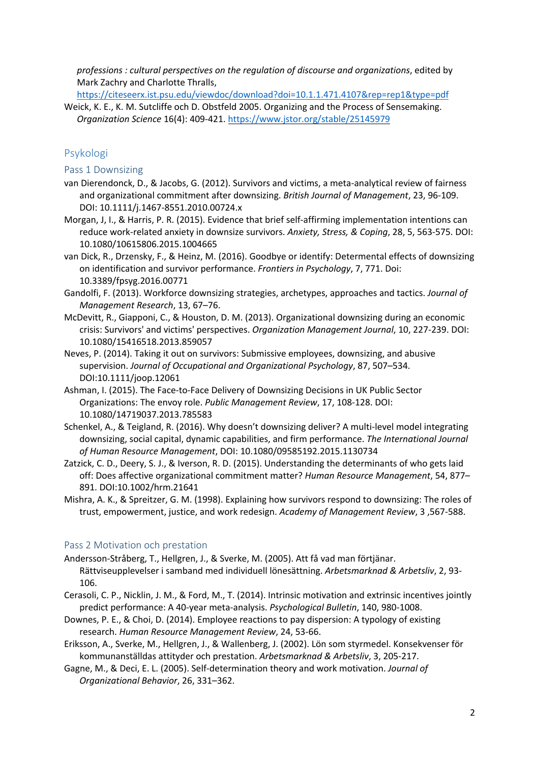*professions : cultural perspectives on the regulation of discourse and organizations*, edited by Mark Zachry and Charlotte Thralls, https://citeseerx.ist.psu.edu/viewdoc/download?doi=10.1.1.471.4107&rep=rep1&type=pdf

Weick, K. E., K. M. Sutcliffe och D. Obstfeld 2005. Organizing and the Process of Sensemaking. *Organization Science* 16(4): 409-421. https://www.jstor.org/stable/25145979

## Psykologi

### Pass 1 Downsizing

van Dierendonck, D., & Jacobs, G. (2012). Survivors and victims, a meta-analytical review of fairness and organizational commitment after downsizing. *British Journal of Management*, 23, 96-109. DOI: 10.1111/j.1467-8551.2010.00724.x

Morgan, J, I., & Harris, P. R. (2015). Evidence that brief self-affirming implementation intentions can reduce work-related anxiety in downsize survivors. *Anxiety, Stress, & Coping*, 28, 5, 563-575. DOI: 10.1080/10615806.2015.1004665

van Dick, R., Drzensky, F., & Heinz, M. (2016). Goodbye or identify: Determental effects of downsizing on identification and survivor performance. *Frontiers in Psychology*, 7, 771. Doi: 10.3389/fpsyg.2016.00771

Gandolfi, F. (2013). Workforce downsizing strategies, archetypes, approaches and tactics. *Journal of Management Research*, 13, 67–76.

McDevitt, R., Giapponi, C., & Houston, D. M. (2013). Organizational downsizing during an economic crisis: Survivors' and victims' perspectives. *Organization Management Journal*, 10, 227-239. DOI: 10.1080/15416518.2013.859057

Neves, P. (2014). Taking it out on survivors: Submissive employees, downsizing, and abusive supervision. *Journal of Occupational and Organizational Psychology*, 87, 507–534. DOI:10.1111/joop.12061

Ashman, I. (2015). The Face-to-Face Delivery of Downsizing Decisions in UK Public Sector Organizations: The envoy role. *Public Management Review*, 17, 108-128. DOI: 10.1080/14719037.2013.785583

Schenkel, A., & Teigland, R. (2016). Why doesn't downsizing deliver? A multi-level model integrating downsizing, social capital, dynamic capabilities, and firm performance. *The International Journal of Human Resource Management*, DOI: 10.1080/09585192.2015.1130734

Zatzick, C. D., Deery, S. J., & Iverson, R. D. (2015). Understanding the determinants of who gets laid off: Does affective organizational commitment matter? *Human Resource Management*, 54, 877–891. DOI:10.1002/hrm.21641

Mishra, A. K., & Spreitzer, G. M. (1998). Explaining how survivors respond to downsizing: The roles of trust, empowerment, justice, and work redesign. *Academy of Management Review*, 3 ,567-588.

### Pass 2 Motivation och prestation

Andersson-Stråberg, T., Hellgren, J., & Sverke, M. (2005). Att få vad man förtjänar. Rättviseupplevelser i samband med individuell lönesättning. *Arbetsmarknad & Arbetsliv*, 2, 93-106.

Cerasoli, C. P., Nicklin, J. M., & Ford, M., T. (2014). Intrinsic motivation and extrinsic incentives jointly predict performance: A 40-year meta-analysis. *Psychological Bulletin*, 140, 980-1008.

Downes, P. E., & Choi, D. (2014). Employee reactions to pay dispersion: A typology of existing research. *Human Resource Management Review*, 24, 53-66.

Eriksson, A., Sverke, M., Hellgren, J., & Wallenberg, J. (2002). Lön som styrmedel. Konsekvenser för kommunanställdas attityder och prestation. *Arbetsmarknad & Arbetsliv*, 3, 205-217.

Gagne, M., & Deci, E. L. (2005). Self-determination theory and work motivation. *Journal of Organizational Behavior*, 26, 331–362.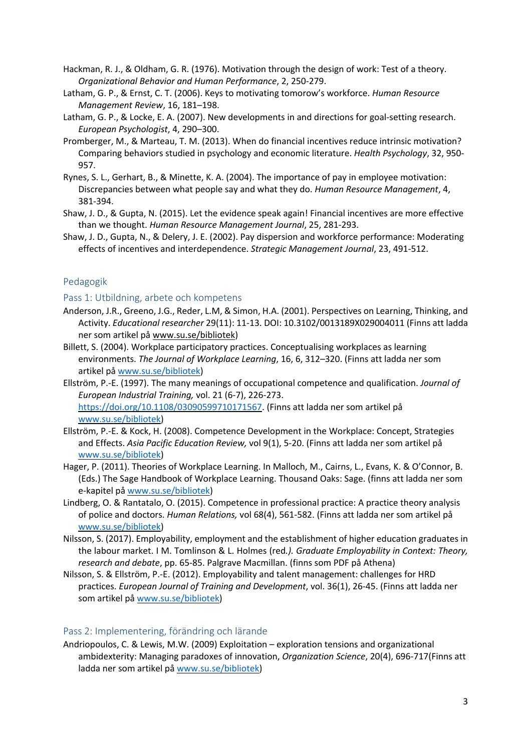Hackman, R. J., & Oldham, G. R. (1976). Motivation through the design of work: Test of a theory. *Organizational Behavior and Human Performance*, 2, 250-279.

Latham, G. P., & Ernst, C. T. (2006). Keys to motivating tomorow's workforce. *Human Resource Management Review*, 16, 181–198.

Latham, G. P., & Locke, E. A. (2007). New developments in and directions for goal-setting research. *European Psychologist*, 4, 290–300.

Promberger, M., & Marteau, T. M. (2013). When do financial incentives reduce intrinsic motivation? Comparing behaviors studied in psychology and economic literature. *Health Psychology*, 32, 950-957.

Rynes, S. L., Gerhart, B., & Minette, K. A. (2004). The importance of pay in employee motivation: Discrepancies between what people say and what they do. *Human Resource Management*, 4, 381-394.

Shaw, J. D., & Gupta, N. (2015). Let the evidence speak again! Financial incentives are more effective than we thought. *Human Resource Management Journal*, 25, 281-293.

Shaw, J. D., Gupta, N., & Delery, J. E. (2002). Pay dispersion and workforce performance: Moderating effects of incentives and interdependence. *Strategic Management Journal*, 23, 491-512.

## Pedagogik

### Pass 1: Utbildning, arbete och kompetens

Anderson, J.R., Greeno, J.G., Reder, L.M, & Simon, H.A. (2001). Perspectives on Learning, Thinking, and Activity. *Educational researcher* 29(11): 11-13. DOI: 10.3102/0013189X029004011 (Finns att ladda ner som artikel på www.su.se/bibliotek)

Billett, S. (2004). Workplace participatory practices. Conceptualising workplaces as learning environments. *The Journal of Workplace Learning*, 16, 6, 312–320. (Finns att ladda ner som artikel på www.su.se/bibliotek)

Ellström, P.-E. (1997). The many meanings of occupational competence and qualification. *Journal of European Industrial Training,* vol. 21 (6-7), 226-273. https://doi.org/10.1108/03090599710171567. (Finns att ladda ner som artikel på www.su.se/bibliotek)

Ellström, P.-E. & Kock, H. (2008). Competence Development in the Workplace: Concept, Strategies and Effects. *Asia Pacific Education Review,* vol 9(1), 5-20. (Finns att ladda ner som artikel på www.su.se/bibliotek)

Hager, P. (2011). Theories of Workplace Learning. In Malloch, M., Cairns, L., Evans, K. & O'Connor, B. (Eds.) The Sage Handbook of Workplace Learning. Thousand Oaks: Sage. (finns att ladda ner som e-kapitel på www.su.se/bibliotek)

Lindberg, O. & Rantatalo, O. (2015). Competence in professional practice: A practice theory analysis of police and doctors. *Human Relations,* vol 68(4), 561-582. (Finns att ladda ner som artikel på www.su.se/bibliotek)

Nilsson, S. (2017). Employability, employment and the establishment of higher education graduates in the labour market. I M. Tomlinson & L. Holmes (red*.). Graduate Employability in Context: Theory, research and debate*, pp. 65-85. Palgrave Macmillan. (finns som PDF på Athena)

Nilsson, S. & Ellström, P.-E. (2012). Employability and talent management: challenges for HRD practices. *European Journal of Training and Development*, vol. 36(1), 26-45. (Finns att ladda ner som artikel på www.su.se/bibliotek)

### Pass 2: Implementering, förändring och lärande

Andriopoulos, C. & Lewis, M.W. (2009) Exploitation – exploration tensions and organizational ambidexterity: Managing paradoxes of innovation, *Organization Science*, 20(4), 696-717(Finns att ladda ner som artikel på www.su.se/bibliotek)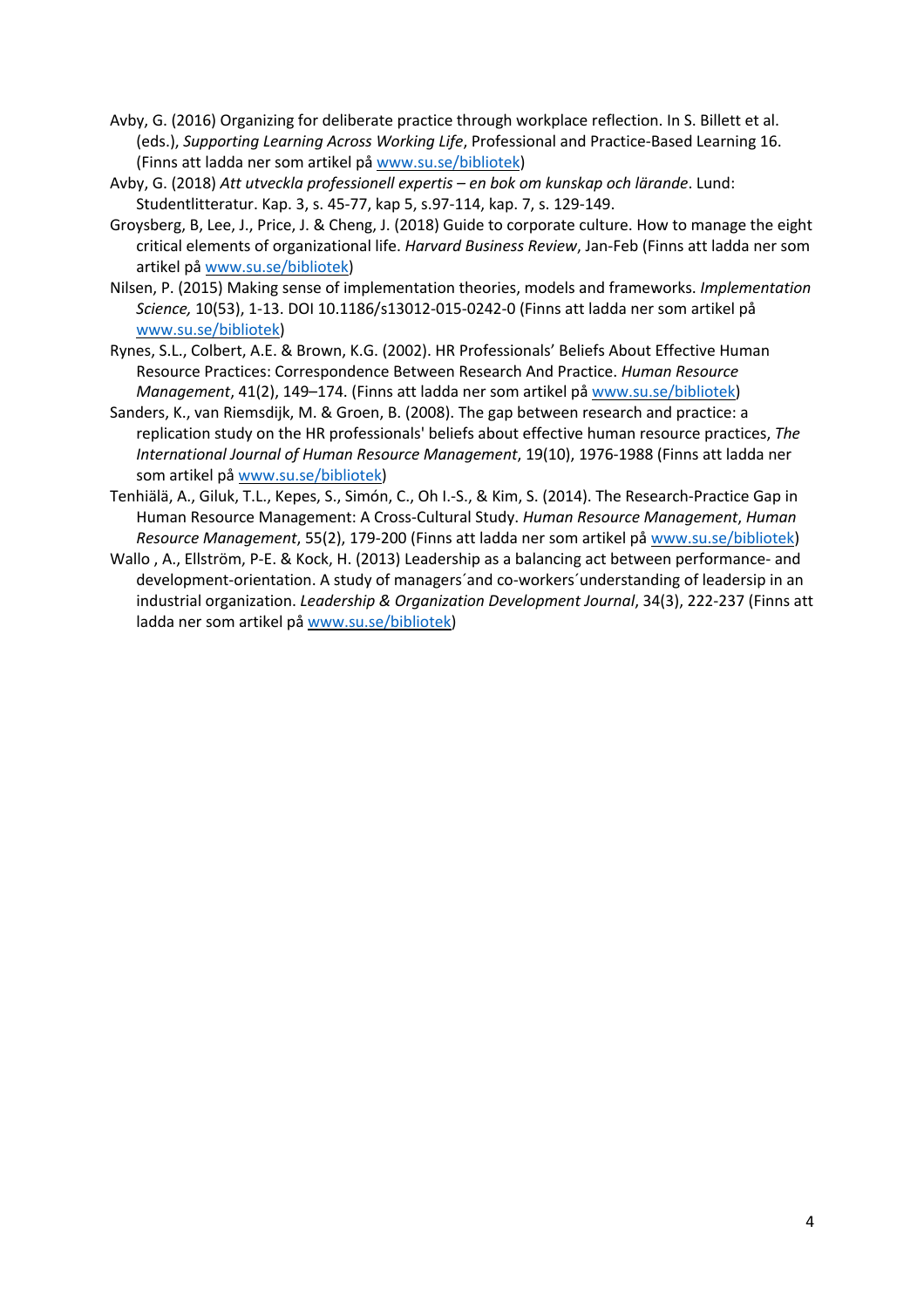Avby, G. (2016) Organizing for deliberate practice through workplace reflection. In S. Billett et al. (eds.), *Supporting Learning Across Working Life*, Professional and Practice-Based Learning 16. (Finns att ladda ner som artikel på www.su.se/bibliotek)

Avby, G. (2018) *Att utveckla professionell expertis – en bok om kunskap och lärande*. Lund: Studentlitteratur. Kap. 3, s. 45-77, kap 5, s.97-114, kap. 7, s. 129-149.

Groysberg, B, Lee, J., Price, J. & Cheng, J. (2018) Guide to corporate culture. How to manage the eight critical elements of organizational life. *Harvard Business Review*, Jan-Feb (Finns att ladda ner som artikel på www.su.se/bibliotek)

Nilsen, P. (2015) Making sense of implementation theories, models and frameworks. *Implementation Science,* 10(53), 1-13. DOI 10.1186/s13012-015-0242-0 (Finns att ladda ner som artikel på www.su.se/bibliotek)

Rynes, S.L., Colbert, A.E. & Brown, K.G. (2002). HR Professionals' Beliefs About Effective Human Resource Practices: Correspondence Between Research And Practice. *Human Resource Management*, 41(2), 149–174. (Finns att ladda ner som artikel på www.su.se/bibliotek)

Sanders, K., van Riemsdijk, M. & Groen, B. (2008). The gap between research and practice: a replication study on the HR professionals' beliefs about effective human resource practices, *The International Journal of Human Resource Management*, 19(10), 1976-1988 (Finns att ladda ner som artikel på www.su.se/bibliotek)

Tenhiälä, A., Giluk, T.L., Kepes, S., Simón, C., Oh I.-S., & Kim, S. (2014). The Research-Practice Gap in Human Resource Management: A Cross-Cultural Study. *Human Resource Management*, *Human Resource Management*, 55(2), 179-200 (Finns att ladda ner som artikel på www.su.se/bibliotek)

Wallo , A., Ellström, P-E. & Kock, H. (2013) Leadership as a balancing act between performance- and development-orientation. A study of managers´and co-workers´understanding of leadersip in an industrial organization. *Leadership & Organization Development Journal*, 34(3), 222-237 (Finns att ladda ner som artikel på www.su.se/bibliotek)